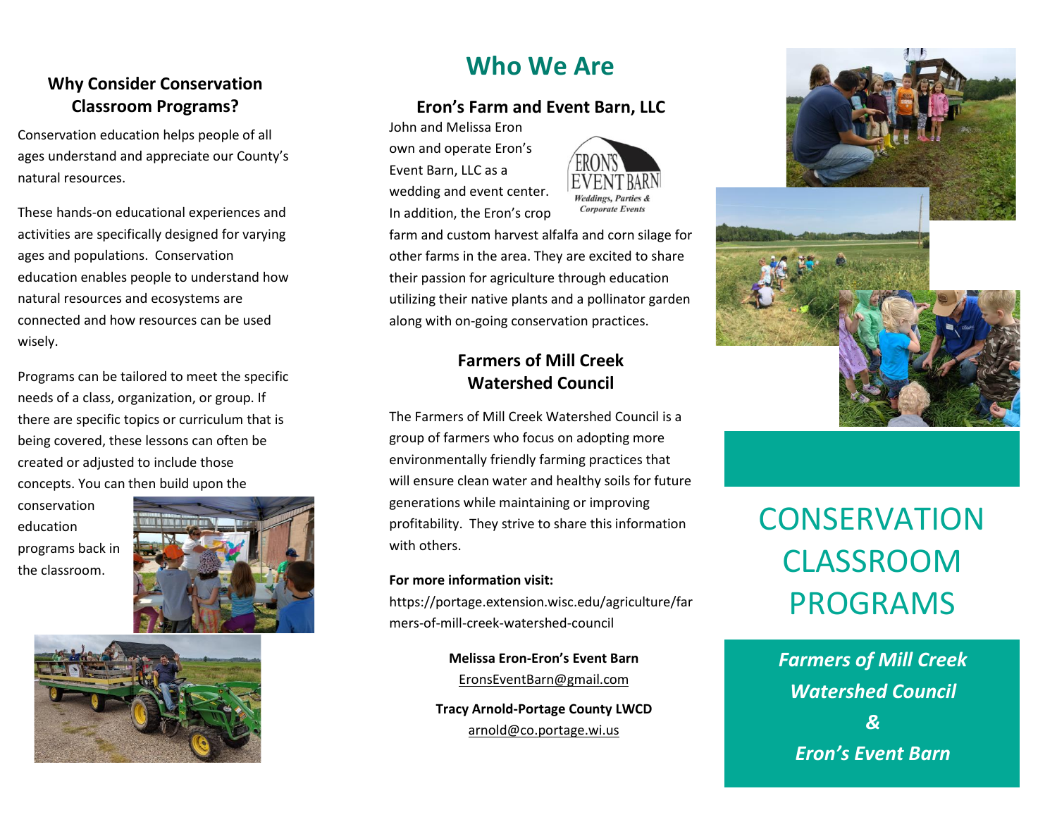### Why Consider Conservation Classroom Programs?

Conservation education helps people of all ages understand and appreciate our County's natural resources.

These hands-on educational experiences and activities are specifically designed for varying ages and populations. Conservation education enables people to understand how natural resources and ecosystems are connected and how resources can be used wisely.

Programs can be tailored to meet the specific needs of a class, organization, or group. If there are specific topics or curriculum that is being covered, these lessons can often be created or adjusted to include those concepts. You can then build upon the conservation education programs back in the classroom.

## Who We Are

### Eron's Farm and Event Barn, LLC

John and Melissa Eron own and operate Eron's Event Barn, LLC as a wedding and event center. In addition, the Eron's crop farm and custom harvest alfalfa and corn silage for other farms in the area. They are excited to share their passion for agriculture through education utilizing their native plants and a pollinator garden along with on-going conservation practices.

ERON'S EVENT BARN
Weddings, Parties & Corporate Events

### Farmers of Mill Creek Watershed Council

The Farmers of Mill Creek Watershed Council is a group of farmers who focus on adopting more environmentally friendly farming practices that will ensure clean water and healthy soils for future generations while maintaining or improving profitability. They strive to share this information with others.

**For more information visit:**
https://portage.extension.wisc.edu/agriculture/farmers-of-mill-creek-watershed-council

**Melissa Eron-Eron's Event Barn**
ErونsEventBarn@gmail.com

**Tracy Arnold-Portage County LWCD**
arnold@co.portage.wi.us

# CONSERVATION CLASSROOM PROGRAMS

***Farmers of Mill Creek Watershed Council***

***&***

***Eron's Event Barn***

### Why Consider Conservation Classroom Programs?

Conservation education helps people of all ages understand and appreciate our County's natural resources.

These hands-on educational experiences and activities are specifically designed for varying ages and populations. Conservation education enables people to understand how natural resources and ecosystems are connected and how resources can be used wisely.

Programs can be tailored to meet the specific needs of a class, organization, or group. If there are specific topics or curriculum that is being covered, these lessons can often be created or adjusted to include those concepts. You can then build upon the conservation education programs back in the classroom.

## Who We Are

### Eron's Farm and Event Barn, LLC

John and Melissa Eron own and operate Eron's Event Barn, LLC as a wedding and event center. In addition, the Eron's crop farm and custom harvest alfalfa and corn silage for other farms in the area. They are excited to share their passion for agriculture through education utilizing their native plants and a pollinator garden along with on-going conservation practices.

ERON'S EVENT BARN
Weddings, Parties & Corporate Events

### Farmers of Mill Creek Watershed Council

The Farmers of Mill Creek Watershed Council is a group of farmers who focus on adopting more environmentally friendly farming practices that will ensure clean water and healthy soils for future generations while maintaining or improving profitability. They strive to share this information with others.

**For more information visit:**
https://portage.extension.wisc.edu/agriculture/farmers-of-mill-creek-watershed-council

**Melissa Eron-Eron's Event Barn**
EronsEventBarn@gmail.com

**Tracy Arnold-Portage County LWCD**
arnold@co.portage.wi.us

# CONSERVATION CLASSROOM PROGRAMS

***Farmers of Mill Creek Watershed Council***

***&***

***Eron's Event Barn***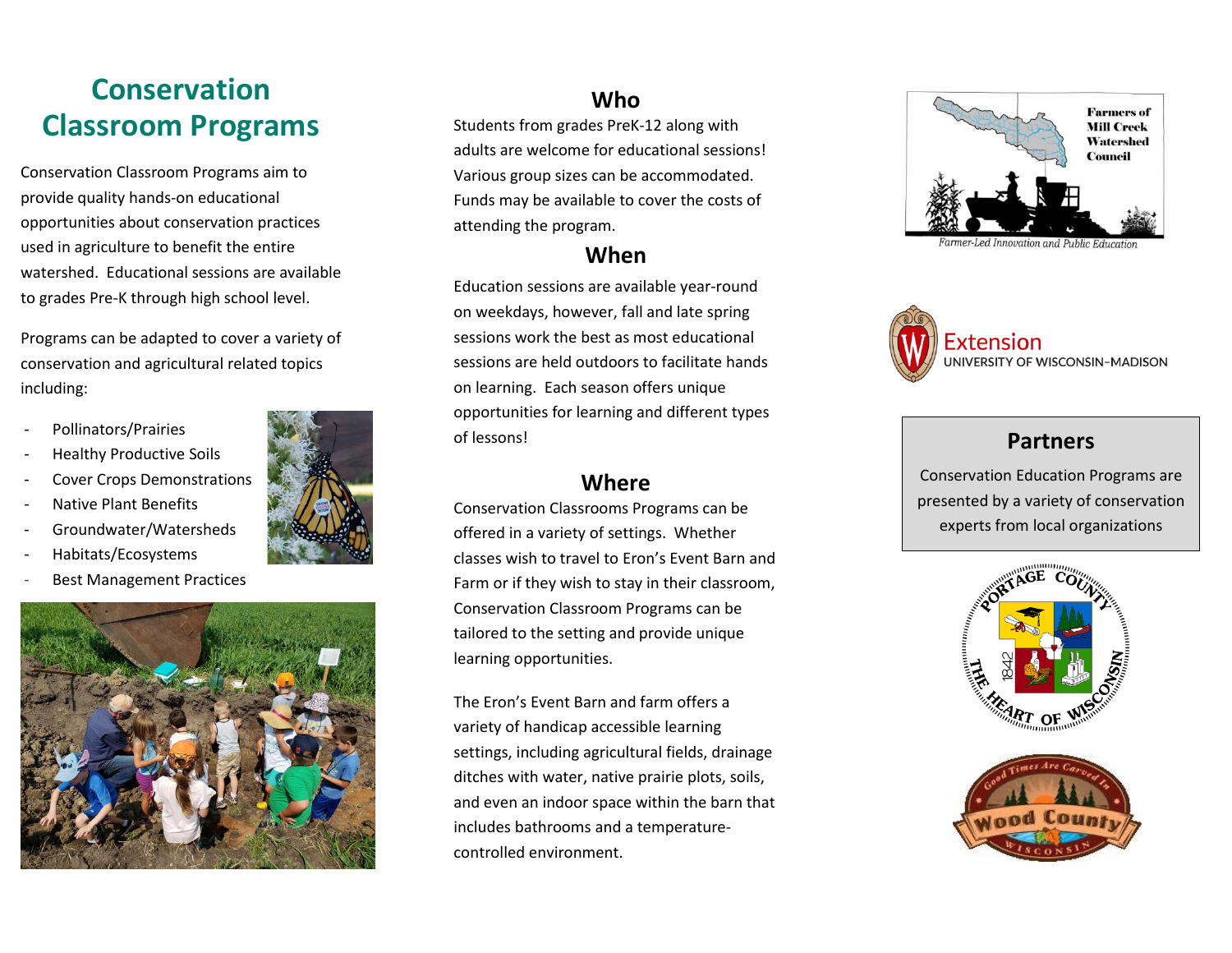# Conservation Classroom Programs

Conservation Classroom Programs aim to provide quality hands-on educational opportunities about conservation practices used in agriculture to benefit the entire watershed. Educational sessions are available to grades Pre-K through high school level.

Programs can be adapted to cover a variety of conservation and agricultural related topics including:

- Pollinators/Prairies
- Healthy Productive Soils
- Cover Crops Demonstrations
- Native Plant Benefits
- Groundwater/Watersheds
- Habitats/Ecosystems
- Best Management Practices

## Who

Students from grades PreK-12 along with adults are welcome for educational sessions! Various group sizes can be accommodated. Funds may be available to cover the costs of attending the program.

## When

Education sessions are available year-round on weekdays, however, fall and late spring sessions work the best as most educational sessions are held outdoors to facilitate hands on learning. Each season offers unique opportunities for learning and different types of lessons!

## Where

Conservation Classrooms Programs can be offered in a variety of settings. Whether classes wish to travel to Eron's Event Barn and Farm or if they wish to stay in their classroom, Conservation Classroom Programs can be tailored to the setting and provide unique learning opportunities.

The Eron's Event Barn and farm offers a variety of handicap accessible learning settings, including agricultural fields, drainage ditches with water, native prairie plots, soils, and even an indoor space within the barn that includes bathrooms and a temperature-controlled environment.

Farmers of Mill Creek Watershed Council

*Farmer-Led Innovation and Public Education*

Extension
UNIVERSITY OF WISCONSIN–MADISON

## Partners

Conservation Education Programs are presented by a variety of conservation experts from local organizations

PORTAGE COUNTY 1842 THE HEART OF WISCONSIN

Good Times Are Carved In Wood County WISCONSIN